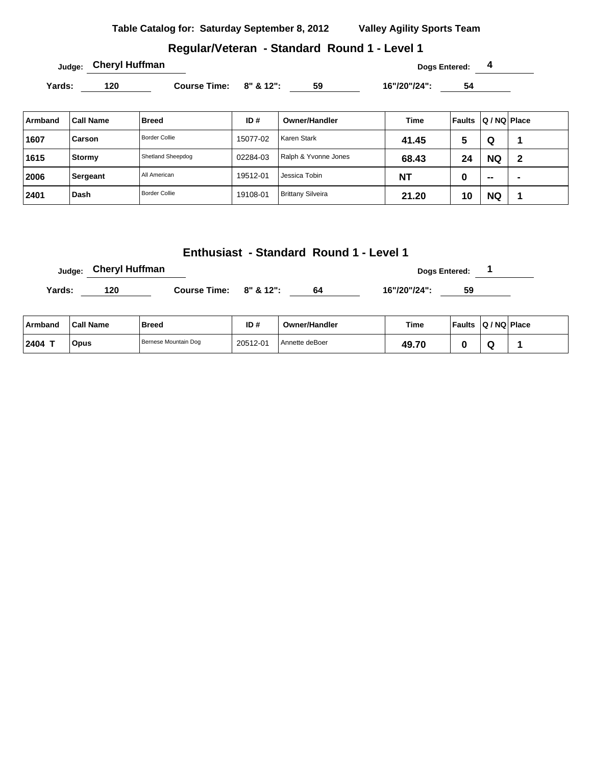**Table Catalog for: Saturday September 8, 2012** **Valley Agility Sports Team**

## Regular/Veteran - Standard Round 1 - Level 1

**Judge:** Cheryl Huffman **Dogs Entered:** 4

**Yards:** 120 **Course Time:** 8" & 12": 59 16"/20"/24": 54

| Armband | Call Name | Breed | ID # | Owner/Handler | Time | Faults | Q / NQ | Place |
|---|---|---|---|---|---|---|---|---|
| 1607 | Carson | Border Collie | 15077-02 | Karen Stark | 41.45 | 5 | Q | 1 |
| 1615 | Stormy | Shetland Sheepdog | 02284-03 | Ralph & Yvonne Jones | 68.43 | 24 | NQ | 2 |
| 2006 | Sergeant | All American | 19512-01 | Jessica Tobin | NT | 0 | -- | - |
| 2401 | Dash | Border Collie | 19108-01 | Brittany Silveira | 21.20 | 10 | NQ | 1 |

## Enthusiast - Standard Round 1 - Level 1

**Judge:** Cheryl Huffman **Dogs Entered:** 1

**Yards:** 120 **Course Time:** 8" & 12": 64 16"/20"/24": 59

| Armband | Call Name | Breed | ID # | Owner/Handler | Time | Faults | Q / NQ | Place |
|---|---|---|---|---|---|---|---|---|
| 2404 T | Opus | Bernese Mountain Dog | 20512-01 | Annette deBoer | 49.70 | 0 | Q | 1 |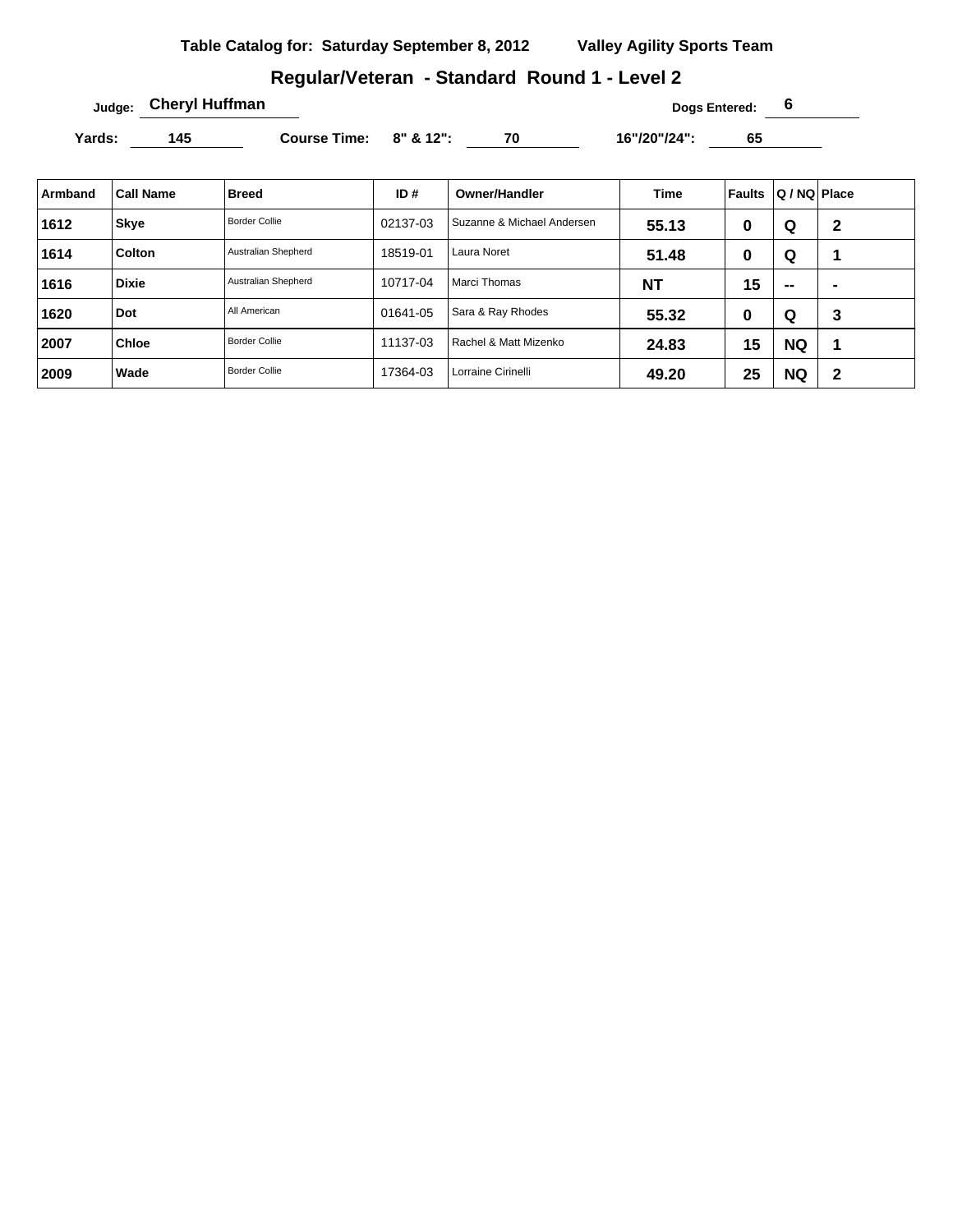**Table Catalog for: Saturday September 8, 2012** **Valley Agility Sports Team**

## Regular/Veteran - Standard Round 1 - Level 2

**Judge:** Cheryl Huffman **Dogs Entered:** 6

**Yards:** 145 **Course Time:** **8" & 12":** 70 **16"/20"/24":** 65

| Armband | Call Name | Breed | ID # | Owner/Handler | Time | Faults | Q / NQ | Place |
|---|---|---|---|---|---|---|---|---|
| 1612 | Skye | Border Collie | 02137-03 | Suzanne & Michael Andersen | 55.13 | 0 | Q | 2 |
| 1614 | Colton | Australian Shepherd | 18519-01 | Laura Noret | 51.48 | 0 | Q | 1 |
| 1616 | Dixie | Australian Shepherd | 10717-04 | Marci Thomas | NT | 15 | -- | - |
| 1620 | Dot | All American | 01641-05 | Sara & Ray Rhodes | 55.32 | 0 | Q | 3 |
| 2007 | Chloe | Border Collie | 11137-03 | Rachel & Matt Mizenko | 24.83 | 15 | NQ | 1 |
| 2009 | Wade | Border Collie | 17364-03 | Lorraine Cirinelli | 49.20 | 25 | NQ | 2 |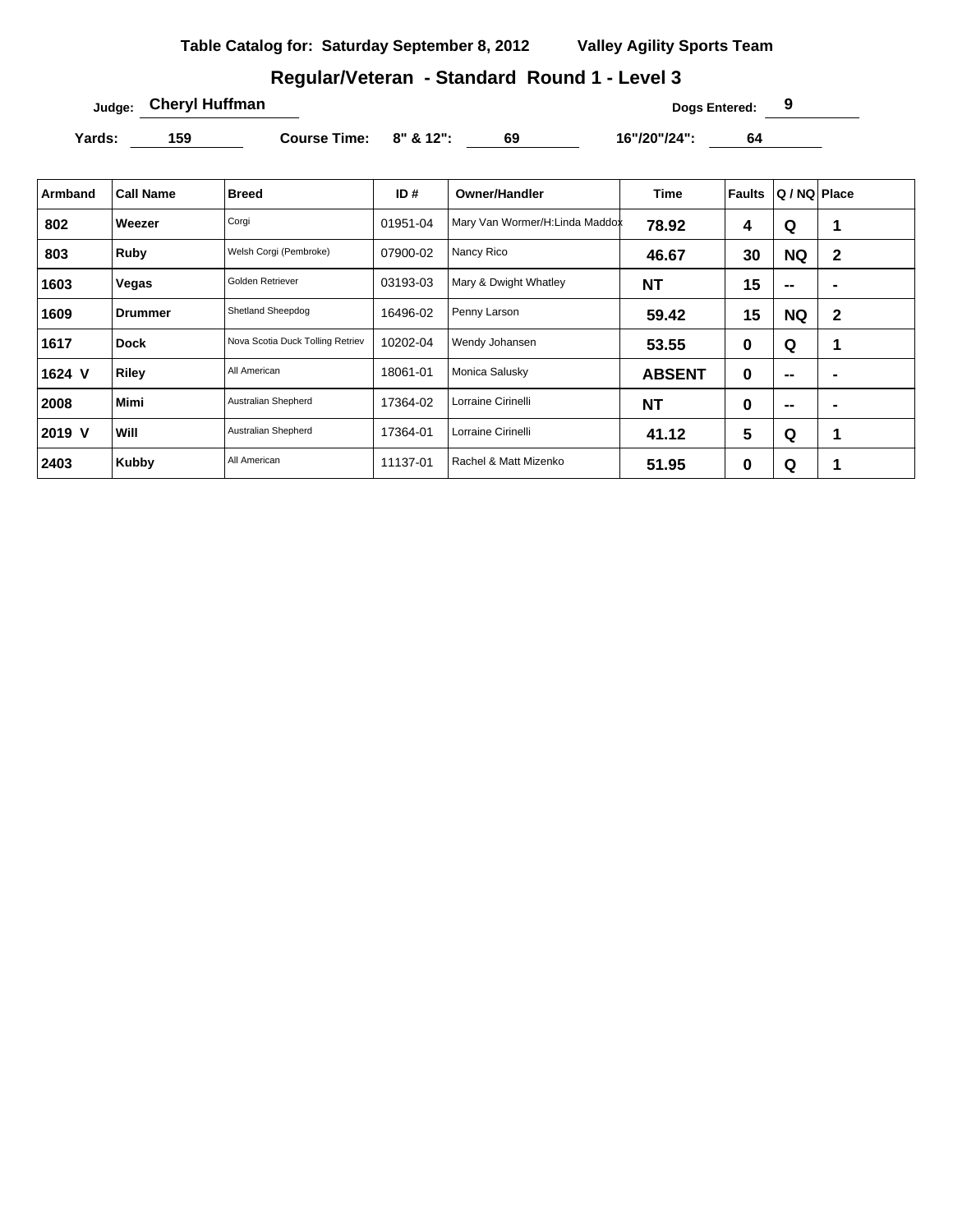**Table Catalog for: Saturday September 8, 2012** **Valley Agility Sports Team**

## Regular/Veteran - Standard Round 1 - Level 3

Judge: **Cheryl Huffman** Dogs Entered: **9**

Yards: **159** Course Time: 8" & 12": **69** 16"/20"/24": **64**

| Armband | Call Name | Breed | ID # | Owner/Handler | Time | Faults | Q / NQ | Place |
|---|---|---|---|---|---|---|---|---|
| 802 | Weezer | Corgi | 01951-04 | Mary Van Wormer/H:Linda Maddox | 78.92 | 4 | Q | 1 |
| 803 | Ruby | Welsh Corgi (Pembroke) | 07900-02 | Nancy Rico | 46.67 | 30 | NQ | 2 |
| 1603 | Vegas | Golden Retriever | 03193-03 | Mary & Dwight Whatley | NT | 15 | -- | - |
| 1609 | Drummer | Shetland Sheepdog | 16496-02 | Penny Larson | 59.42 | 15 | NQ | 2 |
| 1617 | Dock | Nova Scotia Duck Tolling Retriev | 10202-04 | Wendy Johansen | 53.55 | 0 | Q | 1 |
| 1624 V | Riley | All American | 18061-01 | Monica Salusky | ABSENT | 0 | -- | - |
| 2008 | Mimi | Australian Shepherd | 17364-02 | Lorraine Cirinelli | NT | 0 | -- | - |
| 2019 V | Will | Australian Shepherd | 17364-01 | Lorraine Cirinelli | 41.12 | 5 | Q | 1 |
| 2403 | Kubby | All American | 11137-01 | Rachel & Matt Mizenko | 51.95 | 0 | Q | 1 |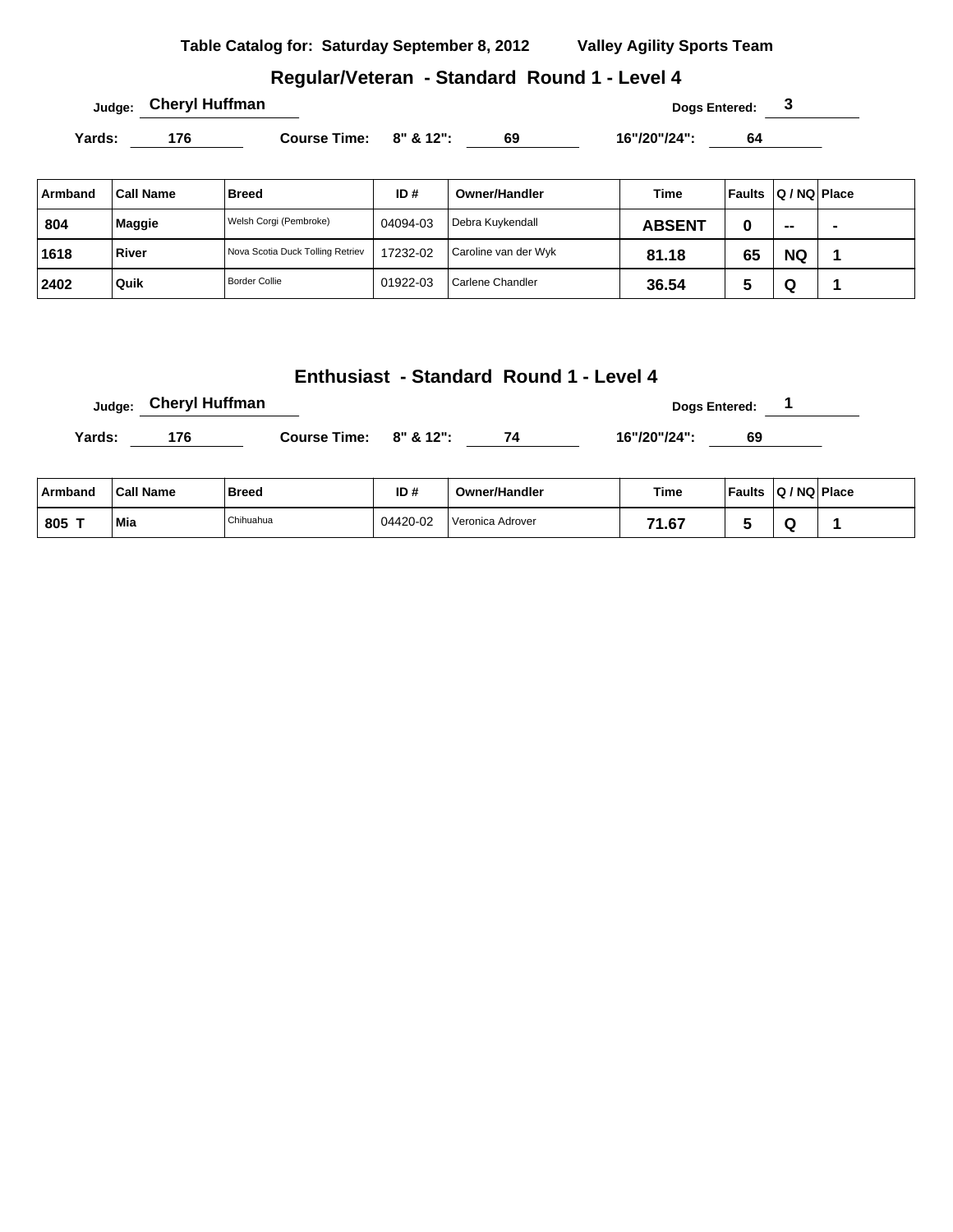**Table Catalog for: Saturday September 8, 2012 Valley Agility Sports Team**

## Regular/Veteran - Standard Round 1 - Level 4

Judge: **Cheryl Huffman** Dogs Entered: **3**

Yards: **176** Course Time: **8" & 12": 69** **16"/20"/24": 64**

| Armband | Call Name | Breed | ID # | Owner/Handler | Time | Faults | Q / NQ | Place |
|---|---|---|---|---|---|---|---|---|
| 804 | Maggie | Welsh Corgi (Pembroke) | 04094-03 | Debra Kuykendall | ABSENT | 0 | -- | - |
| 1618 | River | Nova Scotia Duck Tolling Retriev | 17232-02 | Caroline van der Wyk | 81.18 | 65 | NQ | 1 |
| 2402 | Quik | Border Collie | 01922-03 | Carlene Chandler | 36.54 | 5 | Q | 1 |

## Enthusiast - Standard Round 1 - Level 4

Judge: **Cheryl Huffman** Dogs Entered: **1**

Yards: **176** Course Time: **8" & 12": 74** **16"/20"/24": 69**

| Armband | Call Name | Breed | ID # | Owner/Handler | Time | Faults | Q / NQ | Place |
|---|---|---|---|---|---|---|---|---|
| 805 T | Mia | Chihuahua | 04420-02 | Veronica Adrover | 71.67 | 5 | Q | 1 |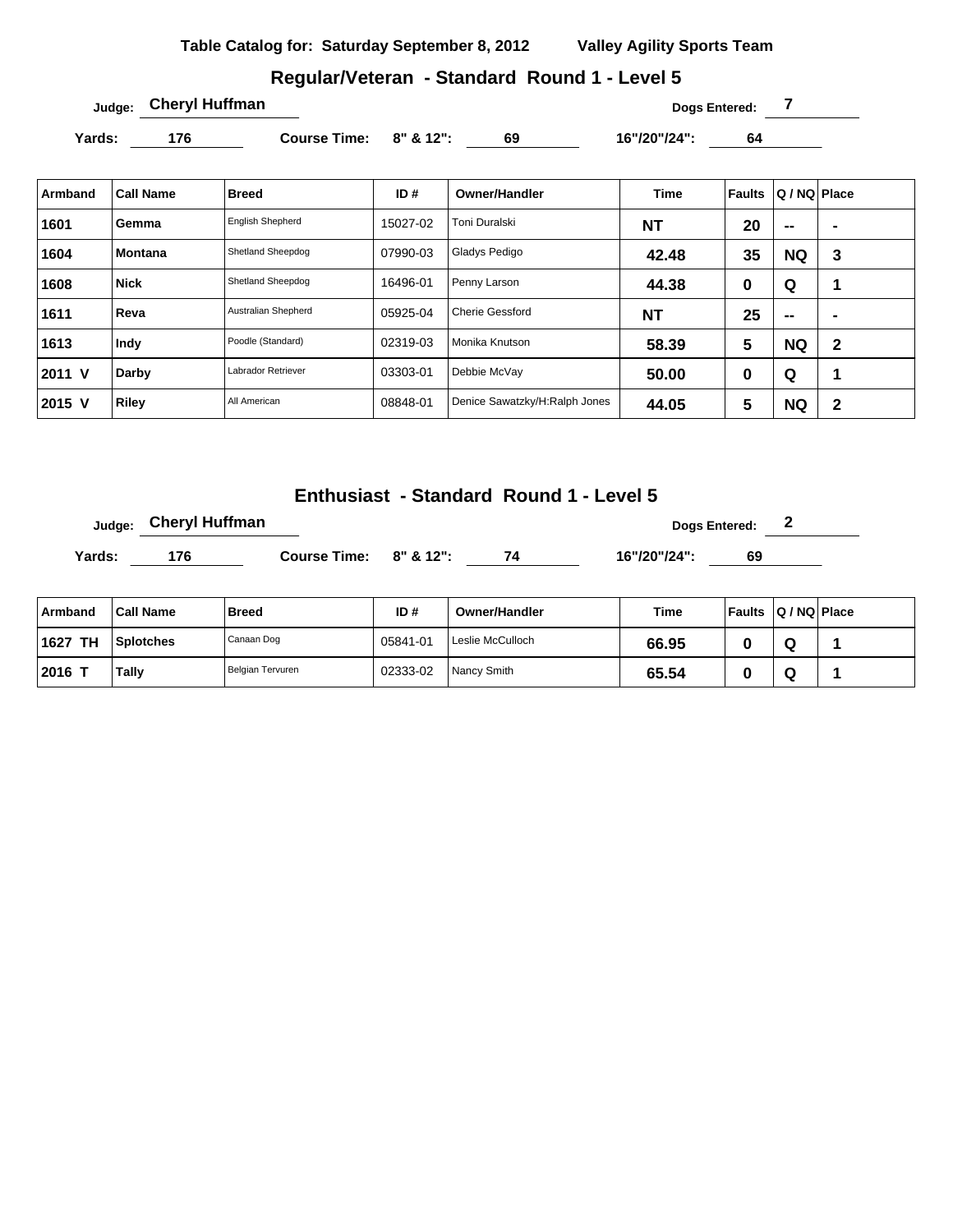**Table Catalog for: Saturday September 8, 2012 Valley Agility Sports Team**

## Regular/Veteran - Standard Round 1 - Level 5

Judge: **Cheryl Huffman** Dogs Entered: **7**

Yards: **176** Course Time: **8" & 12": 69** **16"/20"/24": 64**

| Armband | Call Name | Breed | ID # | Owner/Handler | Time | Faults | Q / NQ | Place |
|---|---|---|---|---|---|---|---|---|
| 1601 | Gemma | English Shepherd | 15027-02 | Toni Duralski | NT | 20 | -- | - |
| 1604 | Montana | Shetland Sheepdog | 07990-03 | Gladys Pedigo | 42.48 | 35 | NQ | 3 |
| 1608 | Nick | Shetland Sheepdog | 16496-01 | Penny Larson | 44.38 | 0 | Q | 1 |
| 1611 | Reva | Australian Shepherd | 05925-04 | Cherie Gessford | NT | 25 | -- | - |
| 1613 | Indy | Poodle (Standard) | 02319-03 | Monika Knutson | 58.39 | 5 | NQ | 2 |
| 2011 V | Darby | Labrador Retriever | 03303-01 | Debbie McVay | 50.00 | 0 | Q | 1 |
| 2015 V | Riley | All American | 08848-01 | Denice Sawatzky/H:Ralph Jones | 44.05 | 5 | NQ | 2 |

## Enthusiast - Standard Round 1 - Level 5

Judge: **Cheryl Huffman** Dogs Entered: **2**

Yards: **176** Course Time: **8" & 12": 74** **16"/20"/24": 69**

| Armband | Call Name | Breed | ID # | Owner/Handler | Time | Faults | Q / NQ | Place |
|---|---|---|---|---|---|---|---|---|
| 1627 TH | Splotches | Canaan Dog | 05841-01 | Leslie McCulloch | 66.95 | 0 | Q | 1 |
| 2016 T | Tally | Belgian Tervuren | 02333-02 | Nancy Smith | 65.54 | 0 | Q | 1 |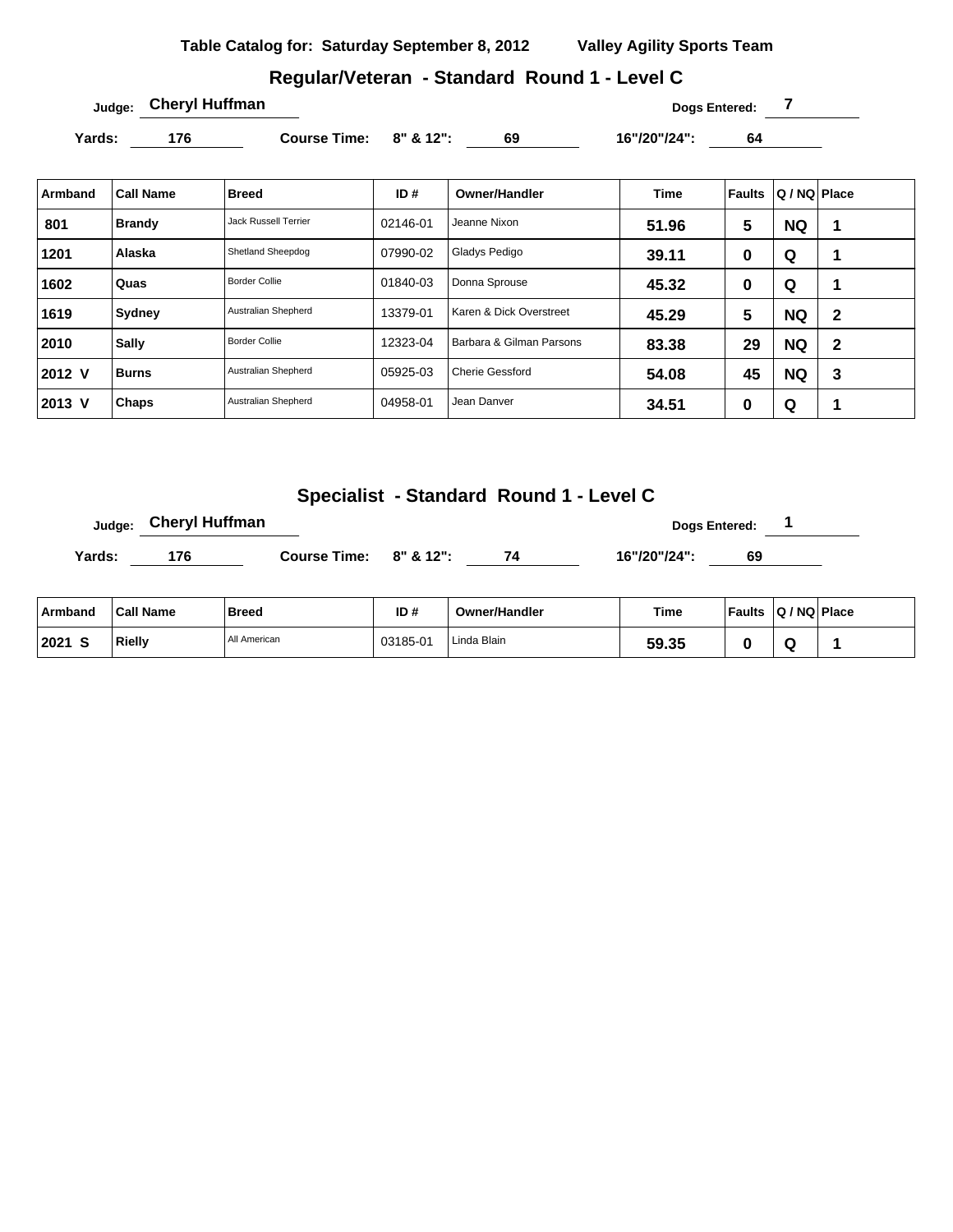Table Catalog for: Saturday September 8, 2012 Valley Agility Sports Team

## Regular/Veteran - Standard Round 1 - Level C

Judge: **Cheryl Huffman** Dogs Entered: **7**

Yards: **176** Course Time: 8" & 12": **69** 16"/20"/24": **64**

| Armband | Call Name | Breed | ID # | Owner/Handler | Time | Faults | Q / NQ | Place |
|---|---|---|---|---|---|---|---|---|
| 801 | Brandy | Jack Russell Terrier | 02146-01 | Jeanne Nixon | 51.96 | 5 | NQ | 1 |
| 1201 | Alaska | Shetland Sheepdog | 07990-02 | Gladys Pedigo | 39.11 | 0 | Q | 1 |
| 1602 | Quas | Border Collie | 01840-03 | Donna Sprouse | 45.32 | 0 | Q | 1 |
| 1619 | Sydney | Australian Shepherd | 13379-01 | Karen & Dick Overstreet | 45.29 | 5 | NQ | 2 |
| 2010 | Sally | Border Collie | 12323-04 | Barbara & Gilman Parsons | 83.38 | 29 | NQ | 2 |
| 2012 V | Burns | Australian Shepherd | 05925-03 | Cherie Gessford | 54.08 | 45 | NQ | 3 |
| 2013 V | Chaps | Australian Shepherd | 04958-01 | Jean Danver | 34.51 | 0 | Q | 1 |

## Specialist - Standard Round 1 - Level C

Judge: **Cheryl Huffman** Dogs Entered: **1**

Yards: **176** Course Time: 8" & 12": **74** 16"/20"/24": **69**

| Armband | Call Name | Breed | ID # | Owner/Handler | Time | Faults | Q / NQ | Place |
|---|---|---|---|---|---|---|---|---|
| 2021 S | Rielly | All American | 03185-01 | Linda Blain | 59.35 | 0 | Q | 1 |